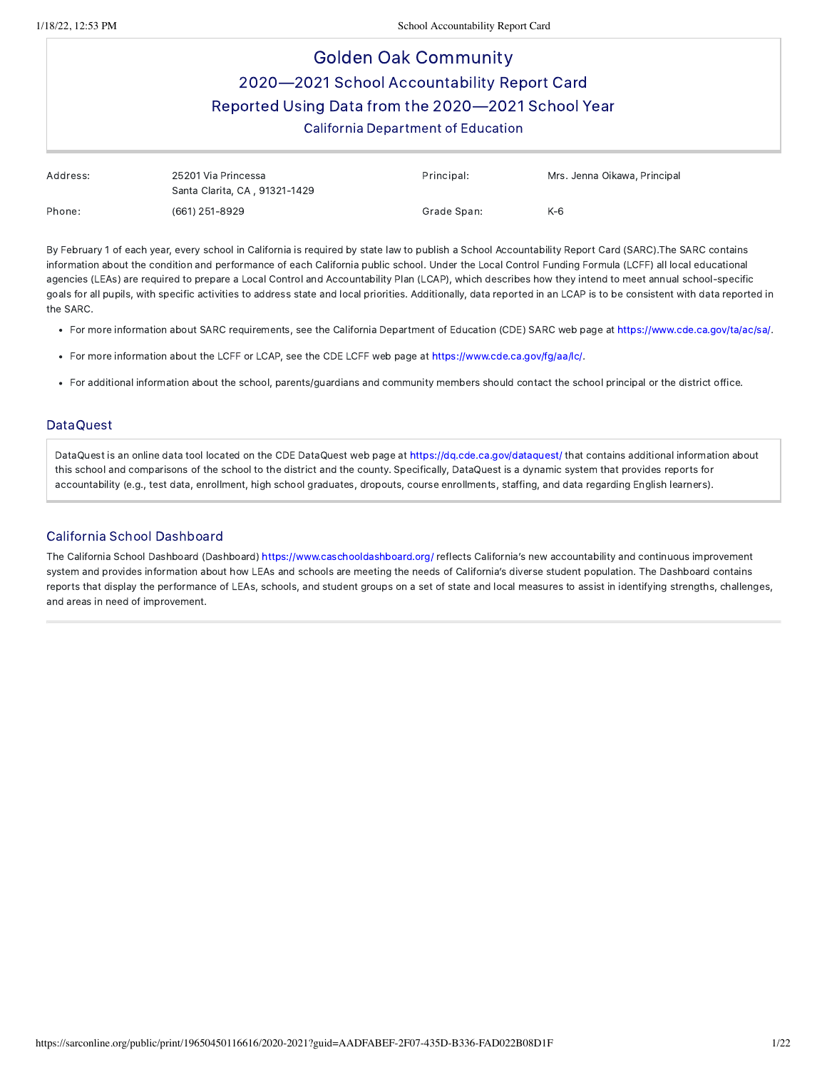# Golden Oak Community

## 2020—2021 School Accountability Report Card

## Reported Using Data from the 2020—2021 School Year

### California Department of Education

| | | | |
|---|---|---|---|
| Address: | 25201 Via Princessa<br>Santa Clarita, CA , 91321-1429 | Principal: | Mrs. Jenna Oikawa, Principal |
| Phone: | (661) 251-8929 | Grade Span: | K-6 |

By February 1 of each year, every school in California is required by state law to publish a School Accountability Report Card (SARC).The SARC contains information about the condition and performance of each California public school. Under the Local Control Funding Formula (LCFF) all local educational agencies (LEAs) are required to prepare a Local Control and Accountability Plan (LCAP), which describes how they intend to meet annual school-specific goals for all pupils, with specific activities to address state and local priorities. Additionally, data reported in an LCAP is to be consistent with data reported in the SARC.

- For more information about SARC requirements, see the California Department of Education (CDE) SARC web page at https://www.cde.ca.gov/ta/ac/sa/.
- For more information about the LCFF or LCAP, see the CDE LCFF web page at https://www.cde.ca.gov/fg/aa/lc/.
- For additional information about the school, parents/guardians and community members should contact the school principal or the district office.

### DataQuest

DataQuest is an online data tool located on the CDE DataQuest web page at https://dq.cde.ca.gov/dataquest/ that contains additional information about this school and comparisons of the school to the district and the county. Specifically, DataQuest is a dynamic system that provides reports for accountability (e.g., test data, enrollment, high school graduates, dropouts, course enrollments, staffing, and data regarding English learners).

### California School Dashboard

The California School Dashboard (Dashboard) https://www.caschooldashboard.org/ reflects California's new accountability and continuous improvement system and provides information about how LEAs and schools are meeting the needs of California's diverse student population. The Dashboard contains reports that display the performance of LEAs, schools, and student groups on a set of state and local measures to assist in identifying strengths, challenges, and areas in need of improvement.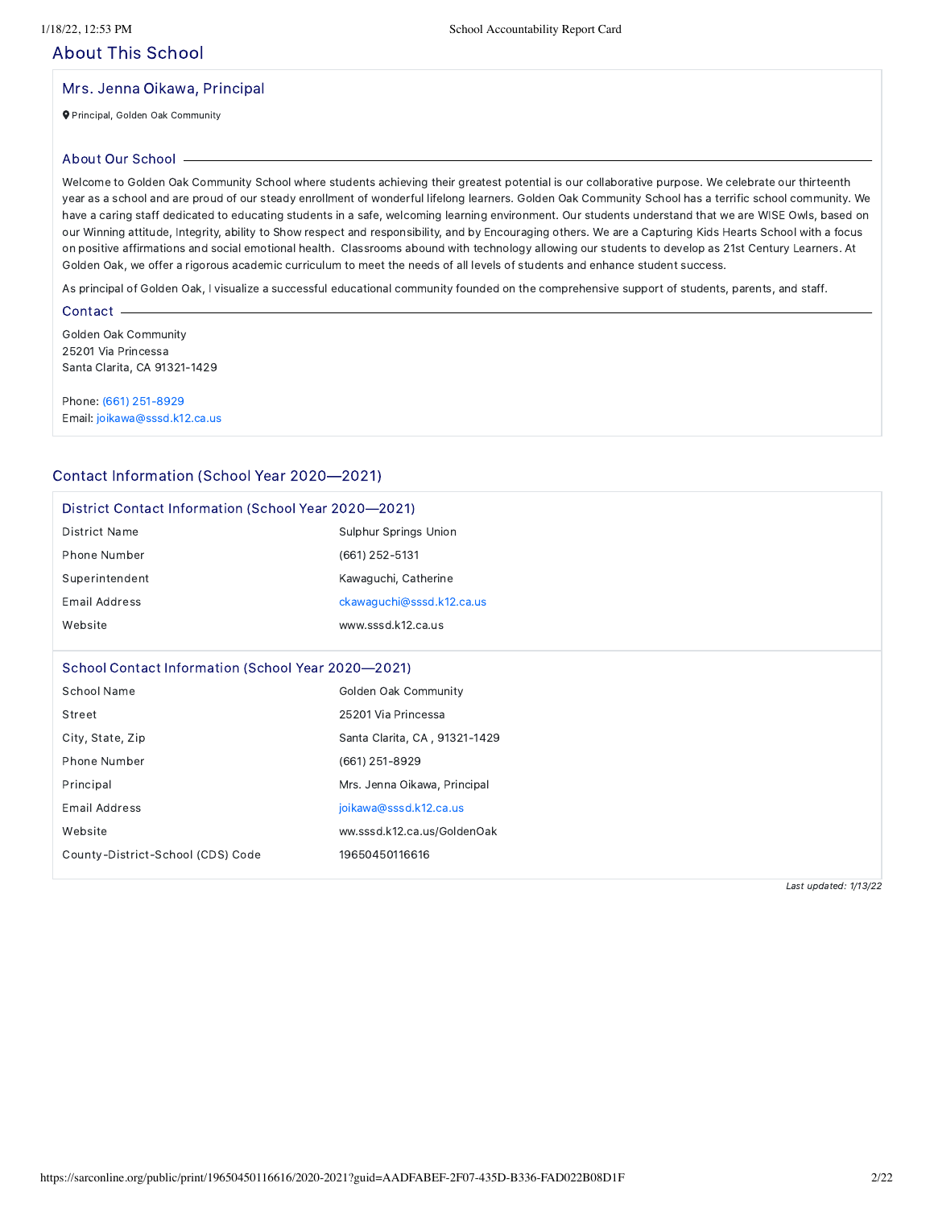## About This School

### Mrs. Jenna Oikawa, Principal

Principal, Golden Oak Community

#### About Our School

Welcome to Golden Oak Community School where students achieving their greatest potential is our collaborative purpose. We celebrate our thirteenth year as a school and are proud of our steady enrollment of wonderful lifelong learners. Golden Oak Community School has a terrific school community. We have a caring staff dedicated to educating students in a safe, welcoming learning environment. Our students understand that we are WISE Owls, based on our Winning attitude, Integrity, ability to Show respect and responsibility, and by Encouraging others. We are a Capturing Kids Hearts School with a focus on positive affirmations and social emotional health. Classrooms abound with technology allowing our students to develop as 21st Century Learners. At Golden Oak, we offer a rigorous academic curriculum to meet the needs of all levels of students and enhance student success.

As principal of Golden Oak, I visualize a successful educational community founded on the comprehensive support of students, parents, and staff.

#### Contact

Golden Oak Community
25201 Via Princessa
Santa Clarita, CA 91321-1429

Phone: (661) 251-8929
Email: joikawa@sssd.k12.ca.us

## Contact Information (School Year 2020—2021)

### District Contact Information (School Year 2020—2021)

| District Name | Sulphur Springs Union |
|---|---|
| Phone Number | (661) 252-5131 |
| Superintendent | Kawaguchi, Catherine |
| Email Address | ckawaguchi@sssd.k12.ca.us |
| Website | www.sssd.k12.ca.us |

### School Contact Information (School Year 2020—2021)

| School Name | Golden Oak Community |
|---|---|
| Street | 25201 Via Princessa |
| City, State, Zip | Santa Clarita, CA , 91321-1429 |
| Phone Number | (661) 251-8929 |
| Principal | Mrs. Jenna Oikawa, Principal |
| Email Address | joikawa@sssd.k12.ca.us |
| Website | ww.sssd.k12.ca.us/GoldenOak |
| County-District-School (CDS) Code | 19650450116616 |

*Last updated: 1/13/22*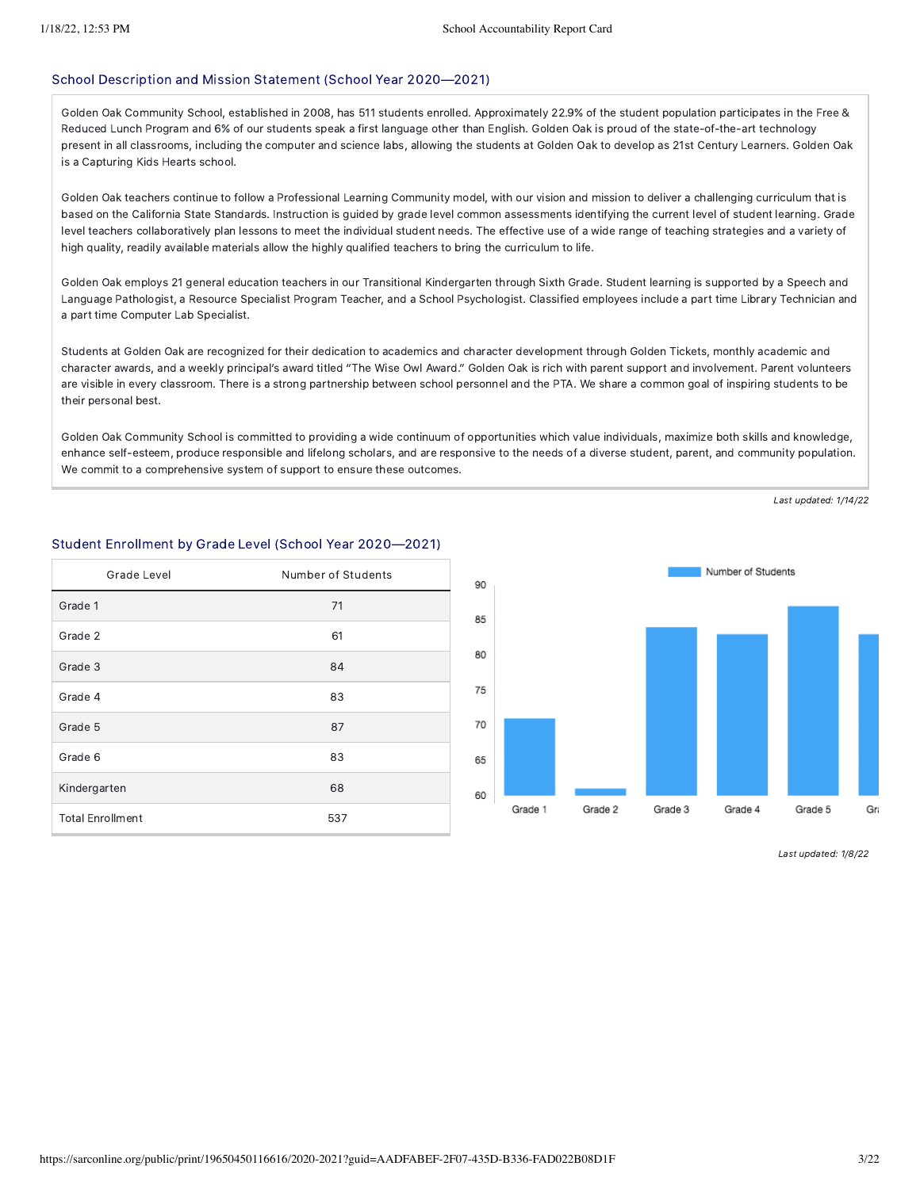## School Description and Mission Statement (School Year 2020—2021)

Golden Oak Community School, established in 2008, has 511 students enrolled. Approximately 22.9% of the student population participates in the Free & Reduced Lunch Program and 6% of our students speak a first language other than English. Golden Oak is proud of the state-of-the-art technology present in all classrooms, including the computer and science labs, allowing the students at Golden Oak to develop as 21st Century Learners. Golden Oak is a Capturing Kids Hearts school.

Golden Oak teachers continue to follow a Professional Learning Community model, with our vision and mission to deliver a challenging curriculum that is based on the California State Standards. Instruction is guided by grade level common assessments identifying the current level of student learning. Grade level teachers collaboratively plan lessons to meet the individual student needs. The effective use of a wide range of teaching strategies and a variety of high quality, readily available materials allow the highly qualified teachers to bring the curriculum to life.

Golden Oak employs 21 general education teachers in our Transitional Kindergarten through Sixth Grade. Student learning is supported by a Speech and Language Pathologist, a Resource Specialist Program Teacher, and a School Psychologist. Classified employees include a part time Library Technician and a part time Computer Lab Specialist.

Students at Golden Oak are recognized for their dedication to academics and character development through Golden Tickets, monthly academic and character awards, and a weekly principal's award titled "The Wise Owl Award." Golden Oak is rich with parent support and involvement. Parent volunteers are visible in every classroom. There is a strong partnership between school personnel and the PTA. We share a common goal of inspiring students to be their personal best.

Golden Oak Community School is committed to providing a wide continuum of opportunities which value individuals, maximize both skills and knowledge, enhance self-esteem, produce responsible and lifelong scholars, and are responsive to the needs of a diverse student, parent, and community population. We commit to a comprehensive system of support to ensure these outcomes.

*Last updated: 1/14/22*

## Student Enrollment by Grade Level (School Year 2020—2021)

| Grade Level | Number of Students |
|---|---|
| Grade 1 | 71 |
| Grade 2 | 61 |
| Grade 3 | 84 |
| Grade 4 | 83 |
| Grade 5 | 87 |
| Grade 6 | 83 |
| Kindergarten | 68 |
| Total Enrollment | 537 |

*Last updated: 1/8/22*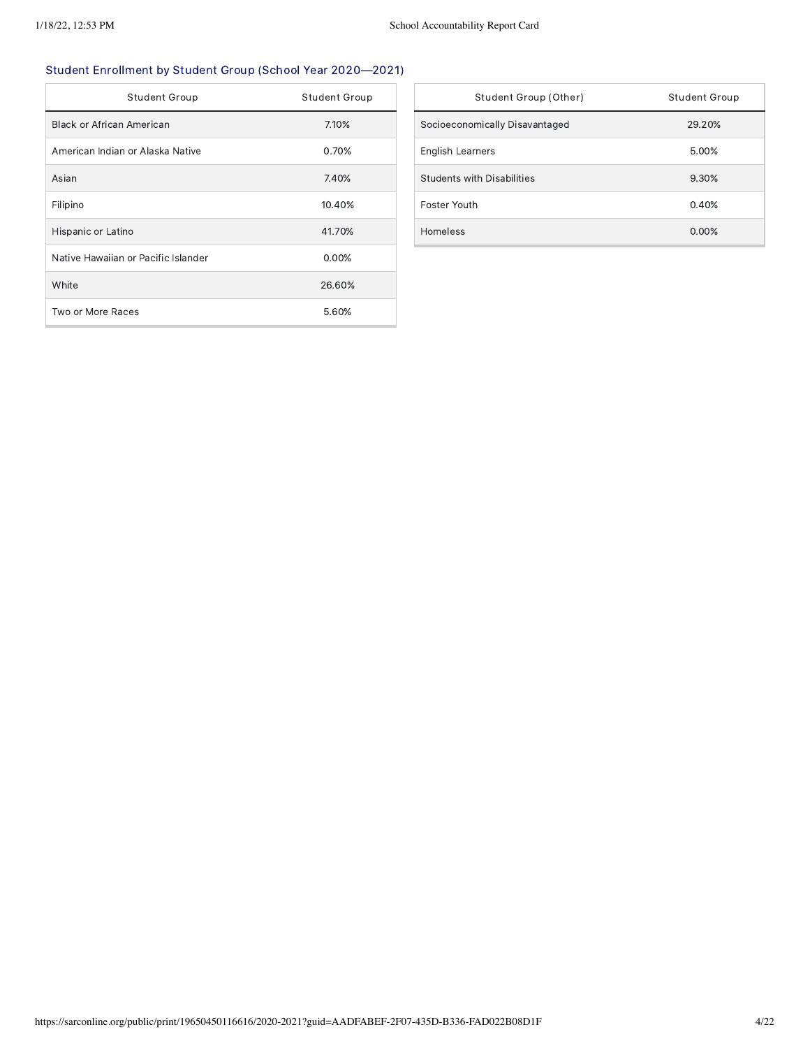## Student Enrollment by Student Group (School Year 2020—2021)

| Student Group | Student Group |
| --- | --- |
| Black or African American | 7.10% |
| American Indian or Alaska Native | 0.70% |
| Asian | 7.40% |
| Filipino | 10.40% |
| Hispanic or Latino | 41.70% |
| Native Hawaiian or Pacific Islander | 0.00% |
| White | 26.60% |
| Two or More Races | 5.60% |

| Student Group (Other) | Student Group |
| --- | --- |
| Socioeconomically Disavantaged | 29.20% |
| English Learners | 5.00% |
| Students with Disabilities | 9.30% |
| Foster Youth | 0.40% |
| Homeless | 0.00% |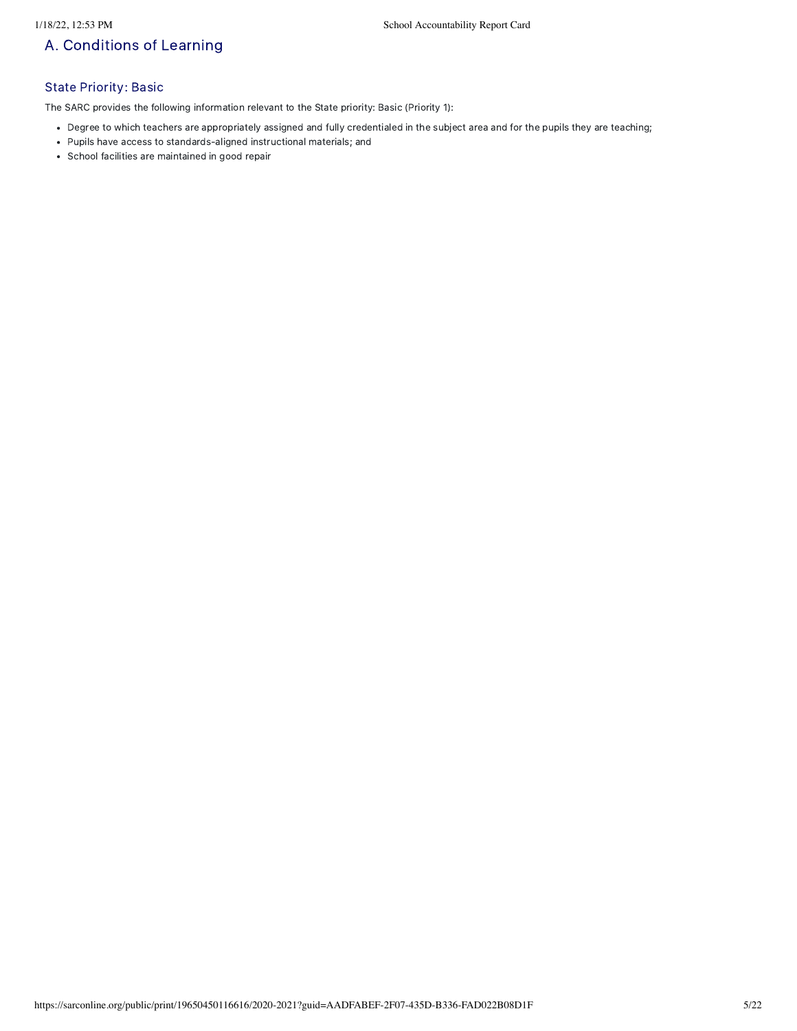## A. Conditions of Learning

### State Priority: Basic

The SARC provides the following information relevant to the State priority: Basic (Priority 1):

- Degree to which teachers are appropriately assigned and fully credentialed in the subject area and for the pupils they are teaching;
- Pupils have access to standards-aligned instructional materials; and
- School facilities are maintained in good repair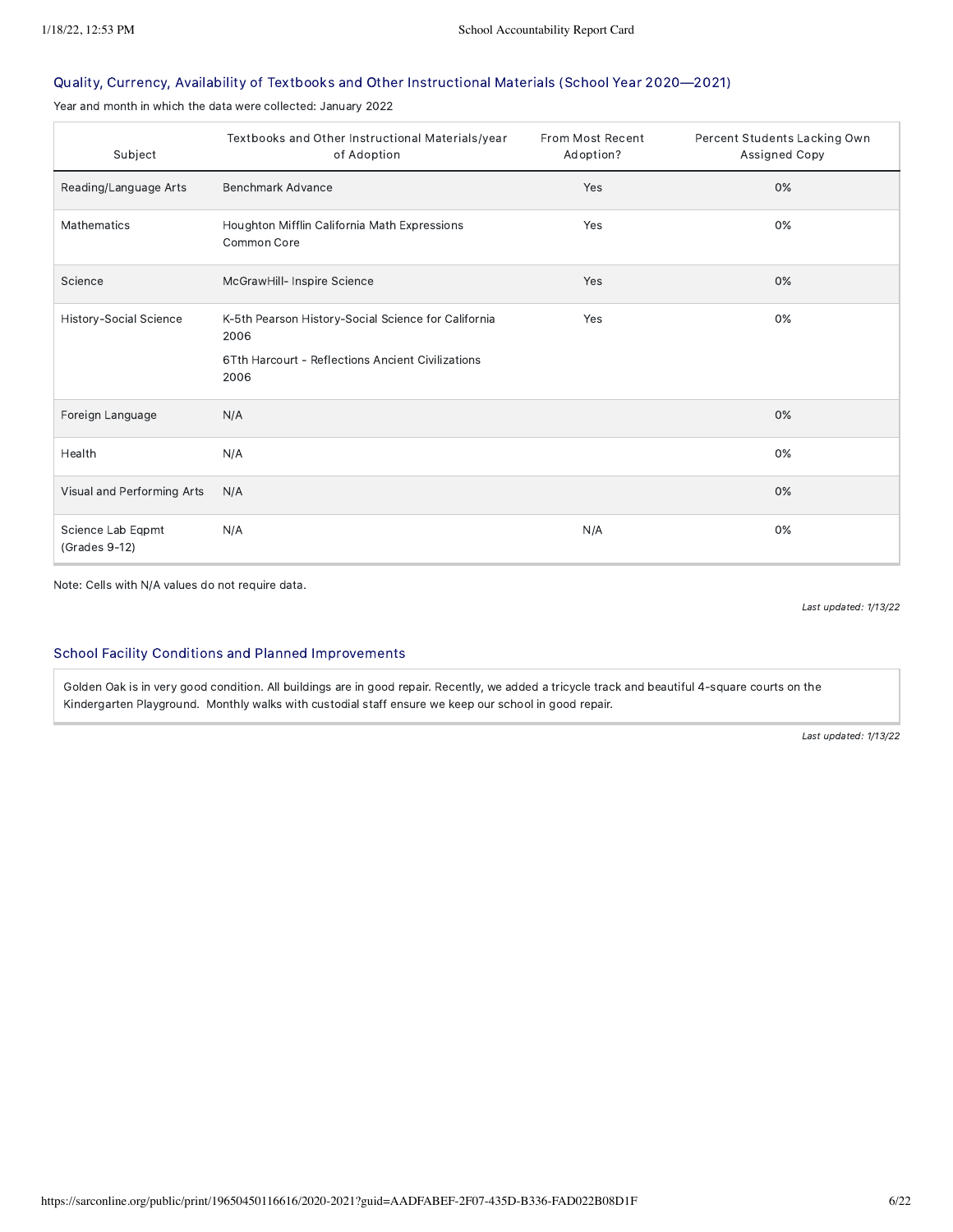## Quality, Currency, Availability of Textbooks and Other Instructional Materials (School Year 2020—2021)

Year and month in which the data were collected: January 2022

| Subject | Textbooks and Other Instructional Materials/year of Adoption | From Most Recent Adoption? | Percent Students Lacking Own Assigned Copy |
|---|---|---|---|
| Reading/Language Arts | Benchmark Advance | Yes | 0% |
| Mathematics | Houghton Mifflin California Math Expressions Common Core | Yes | 0% |
| Science | McGrawHill- Inspire Science | Yes | 0% |
| History-Social Science | K-5th Pearson History-Social Science for California 2006<br>6Tth Harcourt - Reflections Ancient Civilizations 2006 | Yes | 0% |
| Foreign Language | N/A | | 0% |
| Health | N/A | | 0% |
| Visual and Performing Arts | N/A | | 0% |
| Science Lab Eqpmt (Grades 9-12) | N/A | N/A | 0% |

Note: Cells with N/A values do not require data.

*Last updated: 1/13/22*

## School Facility Conditions and Planned Improvements

Golden Oak is in very good condition. All buildings are in good repair. Recently, we added a tricycle track and beautiful 4-square courts on the Kindergarten Playground. Monthly walks with custodial staff ensure we keep our school in good repair.

*Last updated: 1/13/22*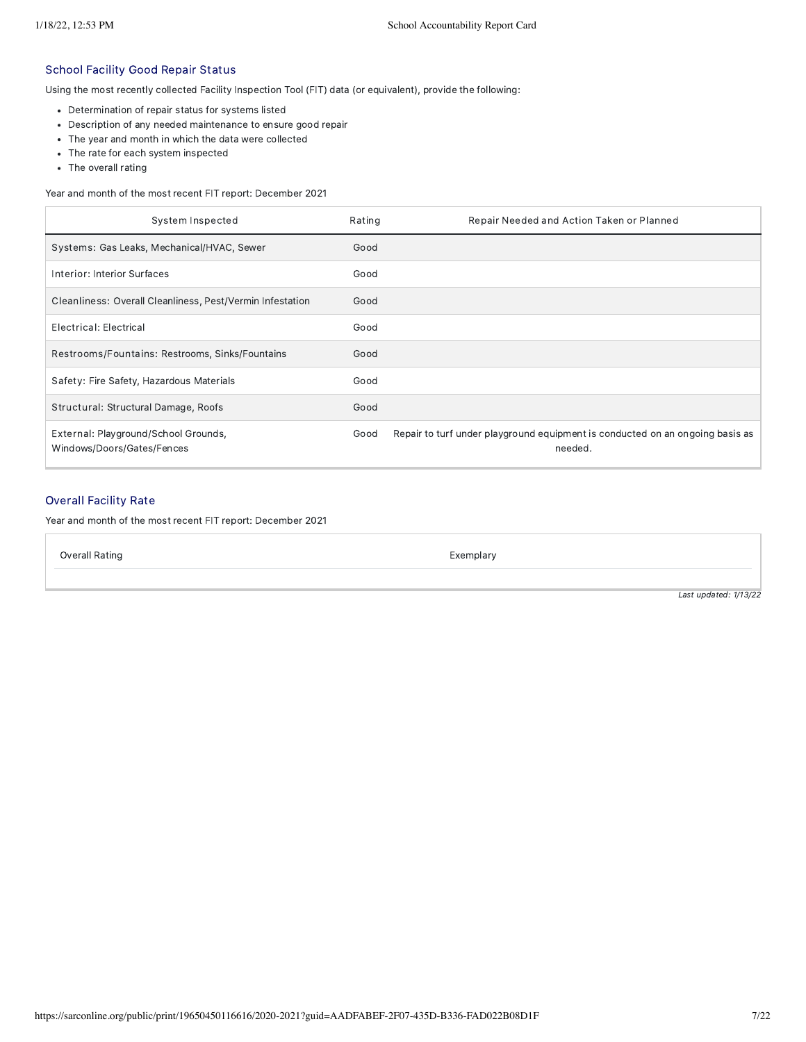## School Facility Good Repair Status

Using the most recently collected Facility Inspection Tool (FIT) data (or equivalent), provide the following:

- Determination of repair status for systems listed
- Description of any needed maintenance to ensure good repair
- The year and month in which the data were collected
- The rate for each system inspected
- The overall rating

Year and month of the most recent FIT report: December 2021

| System Inspected | Rating | Repair Needed and Action Taken or Planned |
| --- | --- | --- |
| Systems: Gas Leaks, Mechanical/HVAC, Sewer | Good | |
| Interior: Interior Surfaces | Good | |
| Cleanliness: Overall Cleanliness, Pest/Vermin Infestation | Good | |
| Electrical: Electrical | Good | |
| Restrooms/Fountains: Restrooms, Sinks/Fountains | Good | |
| Safety: Fire Safety, Hazardous Materials | Good | |
| Structural: Structural Damage, Roofs | Good | |
| External: Playground/School Grounds, Windows/Doors/Gates/Fences | Good | Repair to turf under playground equipment is conducted on an ongoing basis as needed. |

## Overall Facility Rate

Year and month of the most recent FIT report: December 2021

| Overall Rating | Exemplary |
| --- | --- |

*Last updated: 1/13/22*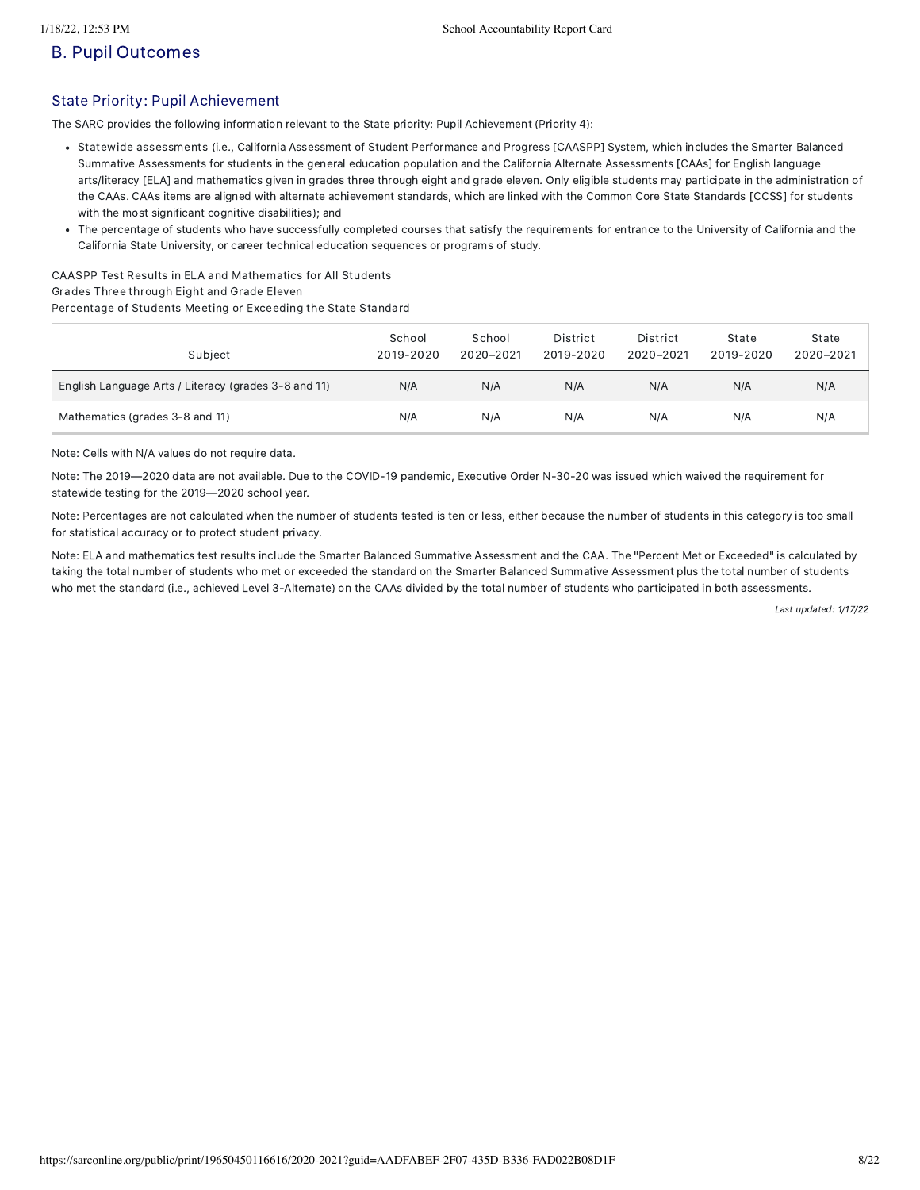## B. Pupil Outcomes

### State Priority: Pupil Achievement

The SARC provides the following information relevant to the State priority: Pupil Achievement (Priority 4):

- Statewide assessments (i.e., California Assessment of Student Performance and Progress [CAASPP] System, which includes the Smarter Balanced Summative Assessments for students in the general education population and the California Alternate Assessments [CAAs] for English language arts/literacy [ELA] and mathematics given in grades three through eight and grade eleven. Only eligible students may participate in the administration of the CAAs. CAAs items are aligned with alternate achievement standards, which are linked with the Common Core State Standards [CCSS] for students with the most significant cognitive disabilities); and
- The percentage of students who have successfully completed courses that satisfy the requirements for entrance to the University of California and the California State University, or career technical education sequences or programs of study.

CAASPP Test Results in ELA and Mathematics for All Students
Grades Three through Eight and Grade Eleven
Percentage of Students Meeting or Exceeding the State Standard

| Subject | School 2019-2020 | School 2020–2021 | District 2019-2020 | District 2020–2021 | State 2019-2020 | State 2020–2021 |
|---|---|---|---|---|---|---|
| English Language Arts / Literacy (grades 3-8 and 11) | N/A | N/A | N/A | N/A | N/A | N/A |
| Mathematics (grades 3-8 and 11) | N/A | N/A | N/A | N/A | N/A | N/A |

Note: Cells with N/A values do not require data.

Note: The 2019—2020 data are not available. Due to the COVID-19 pandemic, Executive Order N-30-20 was issued which waived the requirement for statewide testing for the 2019—2020 school year.

Note: Percentages are not calculated when the number of students tested is ten or less, either because the number of students in this category is too small for statistical accuracy or to protect student privacy.

Note: ELA and mathematics test results include the Smarter Balanced Summative Assessment and the CAA. The "Percent Met or Exceeded" is calculated by taking the total number of students who met or exceeded the standard on the Smarter Balanced Summative Assessment plus the total number of students who met the standard (i.e., achieved Level 3-Alternate) on the CAAs divided by the total number of students who participated in both assessments.

*Last updated: 1/17/22*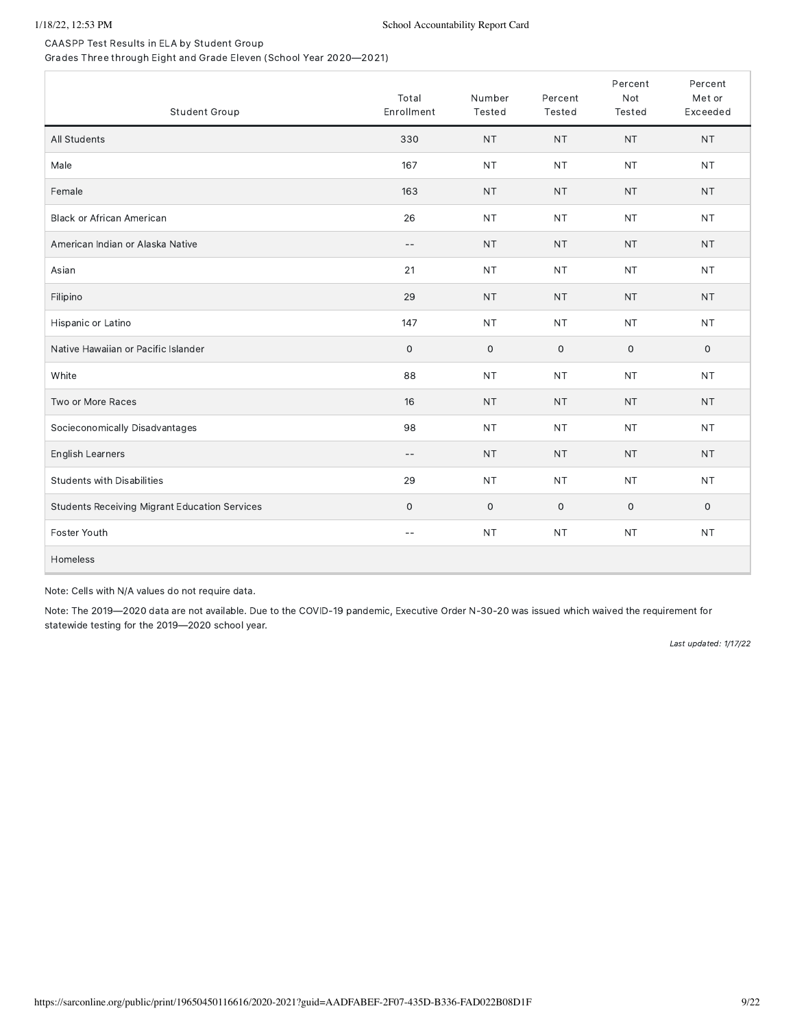CAASPP Test Results in ELA by Student Group
Grades Three through Eight and Grade Eleven (School Year 2020—2021)

| Student Group | Total Enrollment | Number Tested | Percent Tested | Percent Not Tested | Percent Met or Exceeded |
| --- | --- | --- | --- | --- | --- |
| All Students | 330 | NT | NT | NT | NT |
| Male | 167 | NT | NT | NT | NT |
| Female | 163 | NT | NT | NT | NT |
| Black or African American | 26 | NT | NT | NT | NT |
| American Indian or Alaska Native | -- | NT | NT | NT | NT |
| Asian | 21 | NT | NT | NT | NT |
| Filipino | 29 | NT | NT | NT | NT |
| Hispanic or Latino | 147 | NT | NT | NT | NT |
| Native Hawaiian or Pacific Islander | 0 | 0 | 0 | 0 | 0 |
| White | 88 | NT | NT | NT | NT |
| Two or More Races | 16 | NT | NT | NT | NT |
| Socieconomically Disadvantages | 98 | NT | NT | NT | NT |
| English Learners | -- | NT | NT | NT | NT |
| Students with Disabilities | 29 | NT | NT | NT | NT |
| Students Receiving Migrant Education Services | 0 | 0 | 0 | 0 | 0 |
| Foster Youth | -- | NT | NT | NT | NT |
| Homeless | | | | | |

Note: Cells with N/A values do not require data.

Note: The 2019—2020 data are not available. Due to the COVID-19 pandemic, Executive Order N-30-20 was issued which waived the requirement for statewide testing for the 2019—2020 school year.

*Last updated: 1/17/22*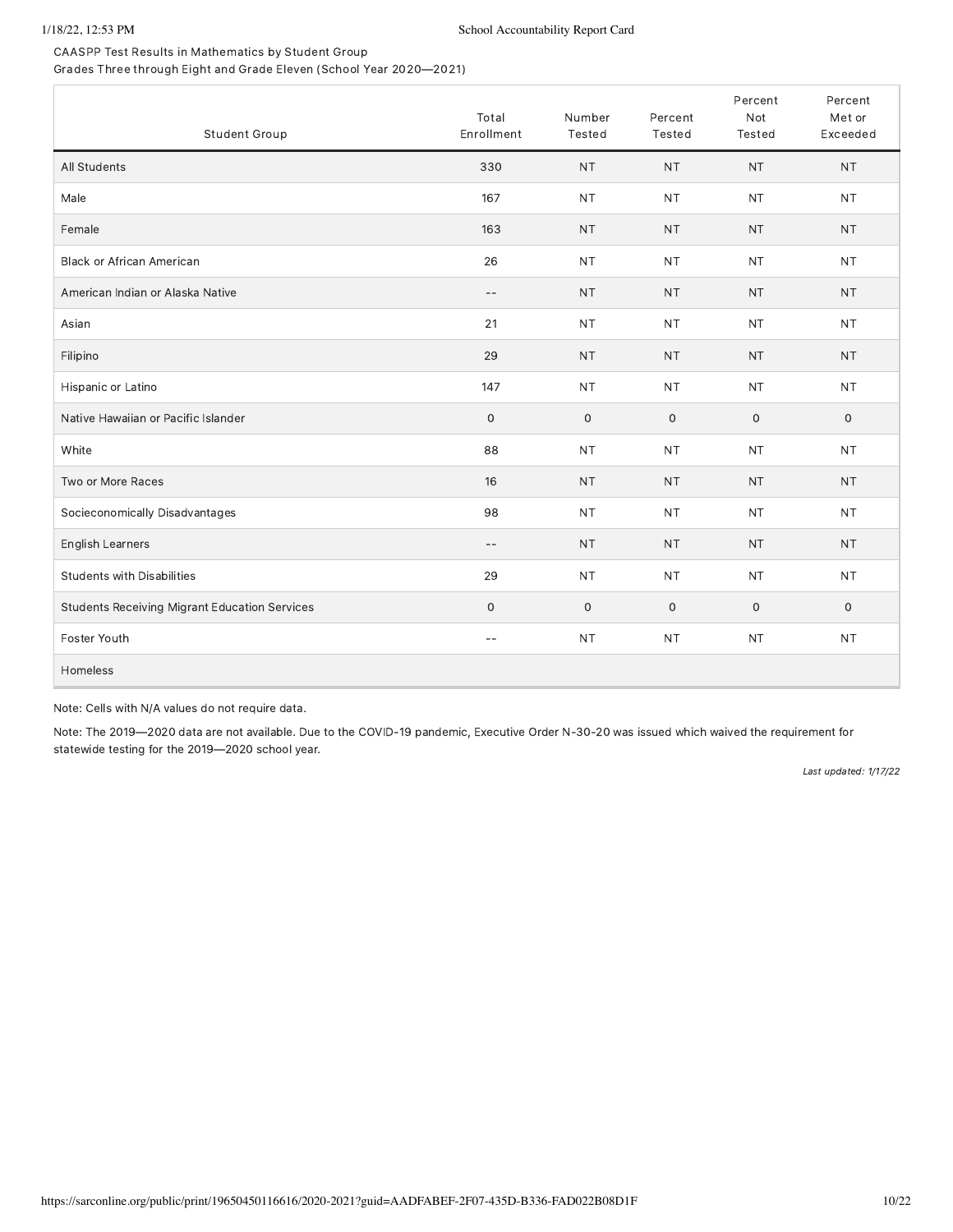CAASPP Test Results in Mathematics by Student Group
Grades Three through Eight and Grade Eleven (School Year 2020—2021)

| Student Group | Total Enrollment | Number Tested | Percent Tested | Percent Not Tested | Percent Met or Exceeded |
|---|---|---|---|---|---|
| All Students | 330 | NT | NT | NT | NT |
| Male | 167 | NT | NT | NT | NT |
| Female | 163 | NT | NT | NT | NT |
| Black or African American | 26 | NT | NT | NT | NT |
| American Indian or Alaska Native | -- | NT | NT | NT | NT |
| Asian | 21 | NT | NT | NT | NT |
| Filipino | 29 | NT | NT | NT | NT |
| Hispanic or Latino | 147 | NT | NT | NT | NT |
| Native Hawaiian or Pacific Islander | 0 | 0 | 0 | 0 | 0 |
| White | 88 | NT | NT | NT | NT |
| Two or More Races | 16 | NT | NT | NT | NT |
| Socieconomically Disadvantages | 98 | NT | NT | NT | NT |
| English Learners | -- | NT | NT | NT | NT |
| Students with Disabilities | 29 | NT | NT | NT | NT |
| Students Receiving Migrant Education Services | 0 | 0 | 0 | 0 | 0 |
| Foster Youth | -- | NT | NT | NT | NT |
| Homeless | | | | | |

Note: Cells with N/A values do not require data.

Note: The 2019—2020 data are not available. Due to the COVID-19 pandemic, Executive Order N-30-20 was issued which waived the requirement for statewide testing for the 2019—2020 school year.

*Last updated: 1/17/22*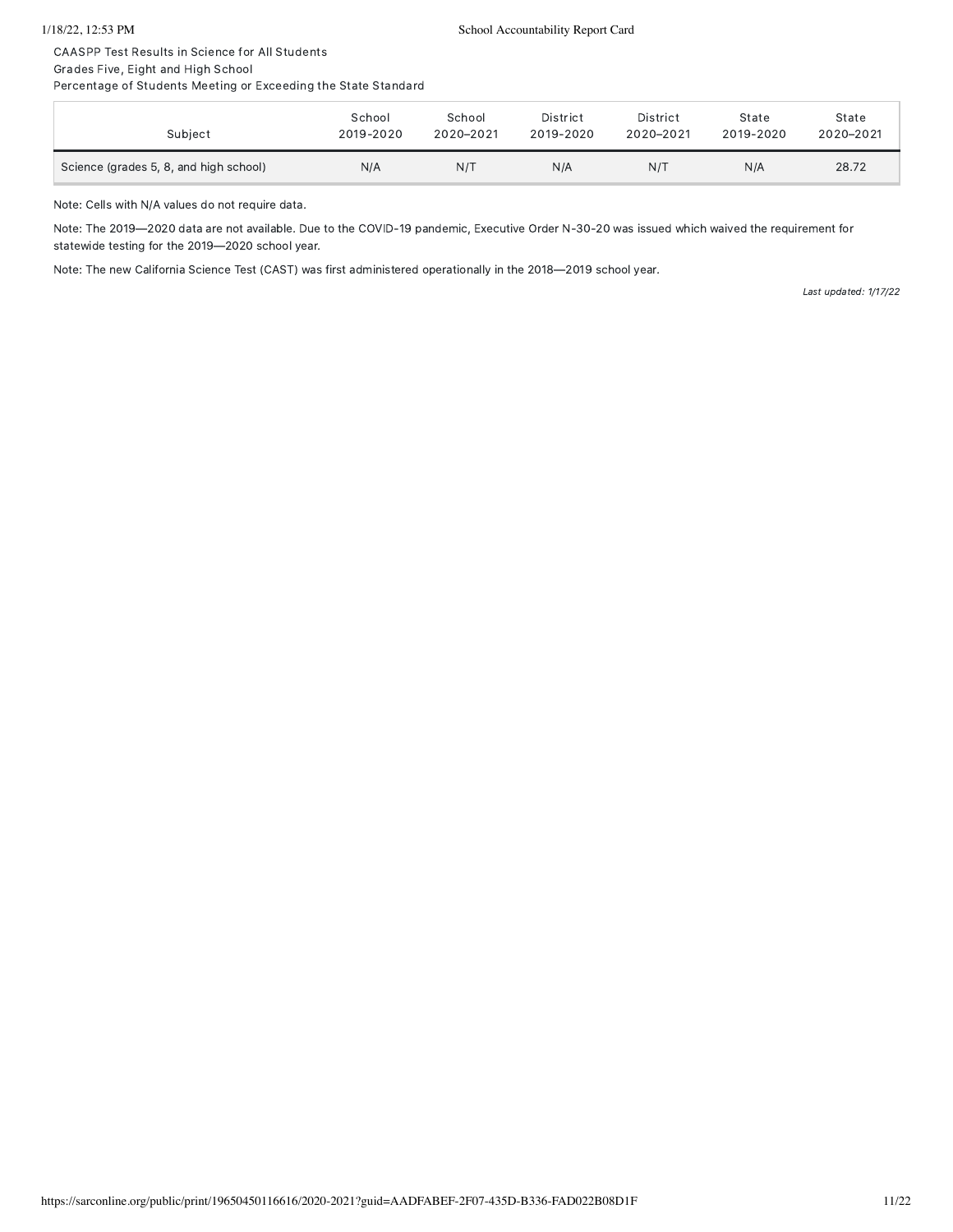CAASPP Test Results in Science for All Students
Grades Five, Eight and High School
Percentage of Students Meeting or Exceeding the State Standard

| Subject | School 2019-2020 | School 2020–2021 | District 2019-2020 | District 2020–2021 | State 2019-2020 | State 2020–2021 |
|---|---|---|---|---|---|---|
| Science (grades 5, 8, and high school) | N/A | N/T | N/A | N/T | N/A | 28.72 |

Note: Cells with N/A values do not require data.

Note: The 2019—2020 data are not available. Due to the COVID-19 pandemic, Executive Order N-30-20 was issued which waived the requirement for statewide testing for the 2019—2020 school year.

Note: The new California Science Test (CAST) was first administered operationally in the 2018—2019 school year.

*Last updated: 1/17/22*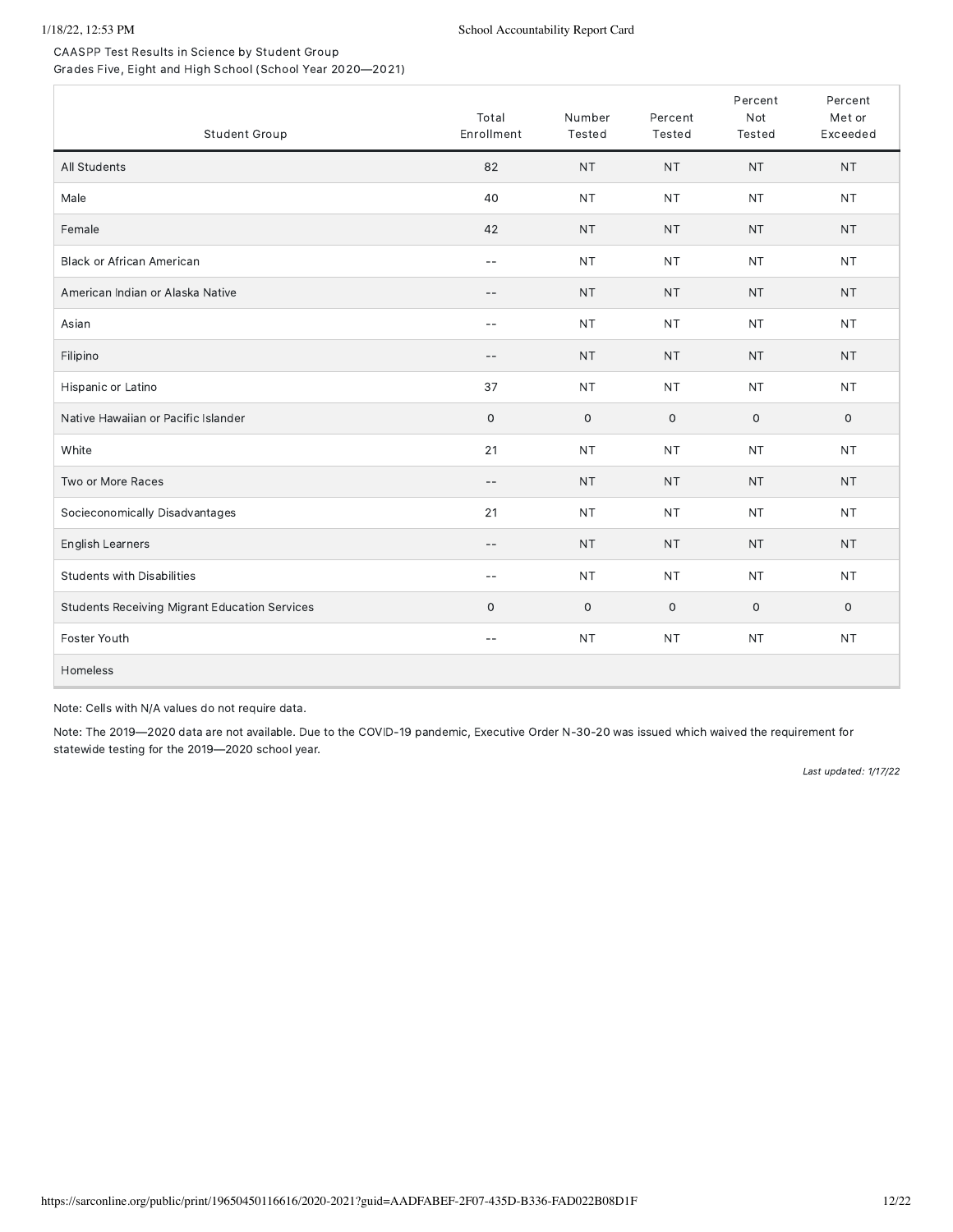CAASPP Test Results in Science by Student Group
Grades Five, Eight and High School (School Year 2020—2021)

| Student Group | Total Enrollment | Number Tested | Percent Tested | Percent Not Tested | Percent Met or Exceeded |
|---|---|---|---|---|---|
| All Students | 82 | NT | NT | NT | NT |
| Male | 40 | NT | NT | NT | NT |
| Female | 42 | NT | NT | NT | NT |
| Black or African American | -- | NT | NT | NT | NT |
| American Indian or Alaska Native | -- | NT | NT | NT | NT |
| Asian | -- | NT | NT | NT | NT |
| Filipino | -- | NT | NT | NT | NT |
| Hispanic or Latino | 37 | NT | NT | NT | NT |
| Native Hawaiian or Pacific Islander | 0 | 0 | 0 | 0 | 0 |
| White | 21 | NT | NT | NT | NT |
| Two or More Races | -- | NT | NT | NT | NT |
| Socieconomically Disadvantages | 21 | NT | NT | NT | NT |
| English Learners | -- | NT | NT | NT | NT |
| Students with Disabilities | -- | NT | NT | NT | NT |
| Students Receiving Migrant Education Services | 0 | 0 | 0 | 0 | 0 |
| Foster Youth | -- | NT | NT | NT | NT |
| Homeless | | | | | |

Note: Cells with N/A values do not require data.

Note: The 2019—2020 data are not available. Due to the COVID-19 pandemic, Executive Order N-30-20 was issued which waived the requirement for statewide testing for the 2019—2020 school year.

*Last updated: 1/17/22*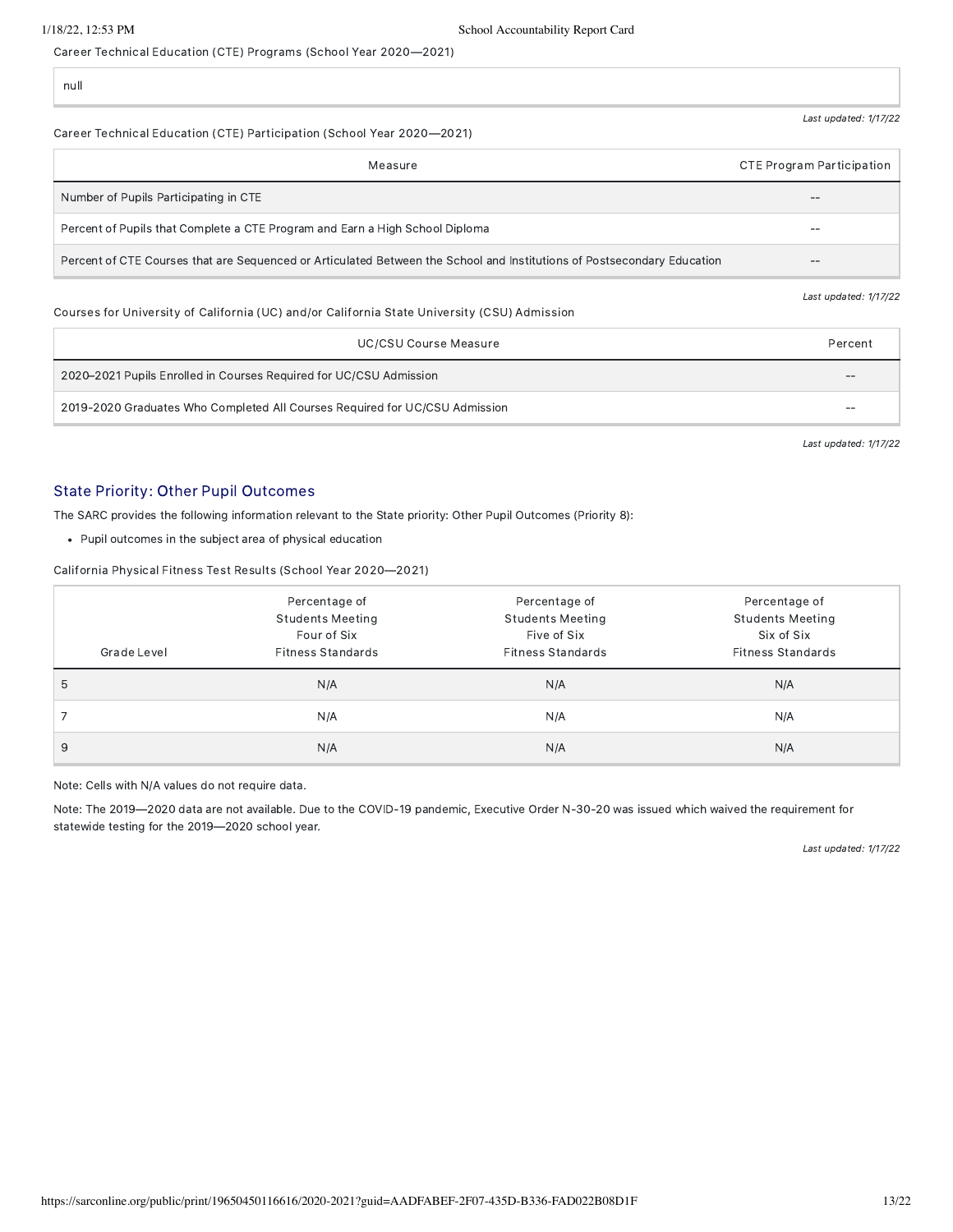Career Technical Education (CTE) Programs (School Year 2020—2021)

| null |
|---|

*Last updated: 1/17/22*

Career Technical Education (CTE) Participation (School Year 2020—2021)

| Measure | CTE Program Participation |
|---|---|
| Number of Pupils Participating in CTE | -- |
| Percent of Pupils that Complete a CTE Program and Earn a High School Diploma | -- |
| Percent of CTE Courses that are Sequenced or Articulated Between the School and Institutions of Postsecondary Education | -- |

*Last updated: 1/17/22*

Courses for University of California (UC) and/or California State University (CSU) Admission

| UC/CSU Course Measure | Percent |
|---|---|
| 2020–2021 Pupils Enrolled in Courses Required for UC/CSU Admission | -- |
| 2019-2020 Graduates Who Completed All Courses Required for UC/CSU Admission | -- |

*Last updated: 1/17/22*

## State Priority: Other Pupil Outcomes

The SARC provides the following information relevant to the State priority: Other Pupil Outcomes (Priority 8):

- Pupil outcomes in the subject area of physical education

California Physical Fitness Test Results (School Year 2020—2021)

| Grade Level | Percentage of Students Meeting Four of Six Fitness Standards | Percentage of Students Meeting Five of Six Fitness Standards | Percentage of Students Meeting Six of Six Fitness Standards |
|---|---|---|---|
| 5 | N/A | N/A | N/A |
| 7 | N/A | N/A | N/A |
| 9 | N/A | N/A | N/A |

Note: Cells with N/A values do not require data.

Note: The 2019—2020 data are not available. Due to the COVID-19 pandemic, Executive Order N-30-20 was issued which waived the requirement for statewide testing for the 2019—2020 school year.

*Last updated: 1/17/22*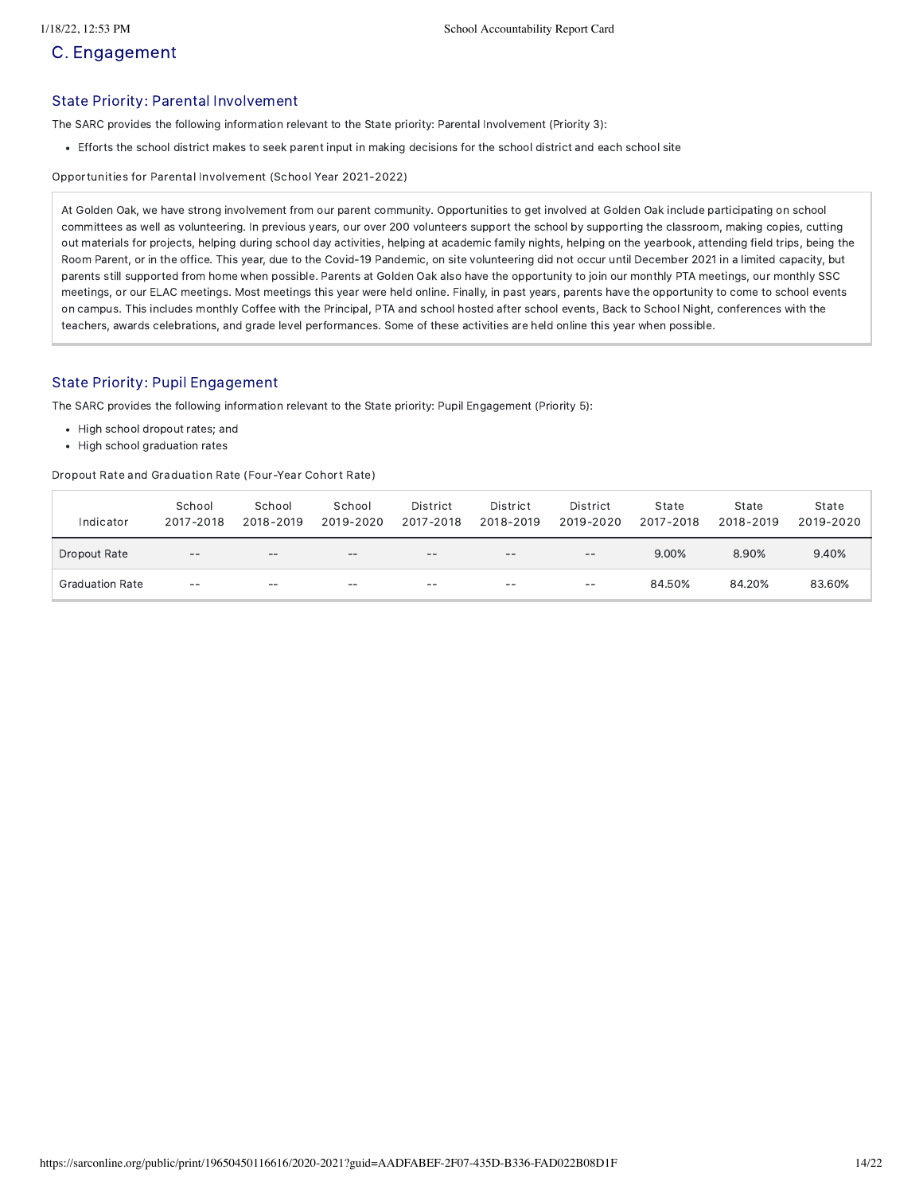## C. Engagement

### State Priority: Parental Involvement

The SARC provides the following information relevant to the State priority: Parental Involvement (Priority 3):

- Efforts the school district makes to seek parent input in making decisions for the school district and each school site

Opportunities for Parental Involvement (School Year 2021-2022)

At Golden Oak, we have strong involvement from our parent community. Opportunities to get involved at Golden Oak include participating on school committees as well as volunteering. In previous years, our over 200 volunteers support the school by supporting the classroom, making copies, cutting out materials for projects, helping during school day activities, helping at academic family nights, helping on the yearbook, attending field trips, being the Room Parent, or in the office. This year, due to the Covid-19 Pandemic, on site volunteering did not occur until December 2021 in a limited capacity, but parents still supported from home when possible. Parents at Golden Oak also have the opportunity to join our monthly PTA meetings, our monthly SSC meetings, or our ELAC meetings. Most meetings this year were held online. Finally, in past years, parents have the opportunity to come to school events on campus. This includes monthly Coffee with the Principal, PTA and school hosted after school events, Back to School Night, conferences with the teachers, awards celebrations, and grade level performances. Some of these activities are held online this year when possible.

### State Priority: Pupil Engagement

The SARC provides the following information relevant to the State priority: Pupil Engagement (Priority 5):

- High school dropout rates; and
- High school graduation rates

Dropout Rate and Graduation Rate (Four-Year Cohort Rate)

| Indicator | School 2017-2018 | School 2018-2019 | School 2019-2020 | District 2017-2018 | District 2018-2019 | District 2019-2020 | State 2017-2018 | State 2018-2019 | State 2019-2020 |
|---|---|---|---|---|---|---|---|---|---|
| Dropout Rate | -- | -- | -- | -- | -- | -- | 9.00% | 8.90% | 9.40% |
| Graduation Rate | -- | -- | -- | -- | -- | -- | 84.50% | 84.20% | 83.60% |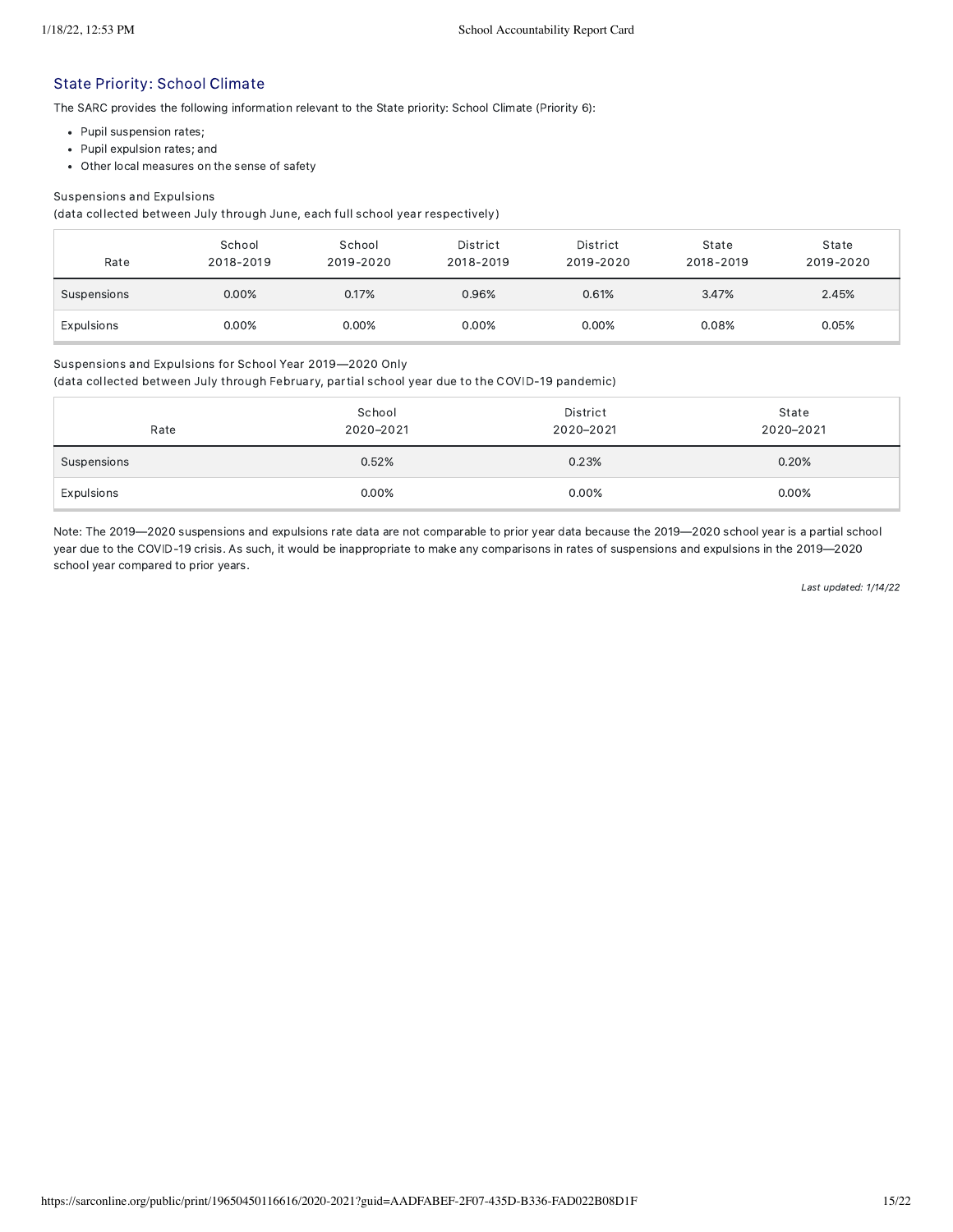## State Priority: School Climate

The SARC provides the following information relevant to the State priority: School Climate (Priority 6):

- Pupil suspension rates;
- Pupil expulsion rates; and
- Other local measures on the sense of safety

Suspensions and Expulsions
(data collected between July through June, each full school year respectively)

| Rate | School 2018-2019 | School 2019-2020 | District 2018-2019 | District 2019-2020 | State 2018-2019 | State 2019-2020 |
|---|---|---|---|---|---|---|
| Suspensions | 0.00% | 0.17% | 0.96% | 0.61% | 3.47% | 2.45% |
| Expulsions | 0.00% | 0.00% | 0.00% | 0.00% | 0.08% | 0.05% |

Suspensions and Expulsions for School Year 2019—2020 Only
(data collected between July through February, partial school year due to the COVID-19 pandemic)

| Rate | School 2020–2021 | District 2020–2021 | State 2020–2021 |
|---|---|---|---|
| Suspensions | 0.52% | 0.23% | 0.20% |
| Expulsions | 0.00% | 0.00% | 0.00% |

Note: The 2019—2020 suspensions and expulsions rate data are not comparable to prior year data because the 2019—2020 school year is a partial school year due to the COVID-19 crisis. As such, it would be inappropriate to make any comparisons in rates of suspensions and expulsions in the 2019—2020 school year compared to prior years.

*Last updated: 1/14/22*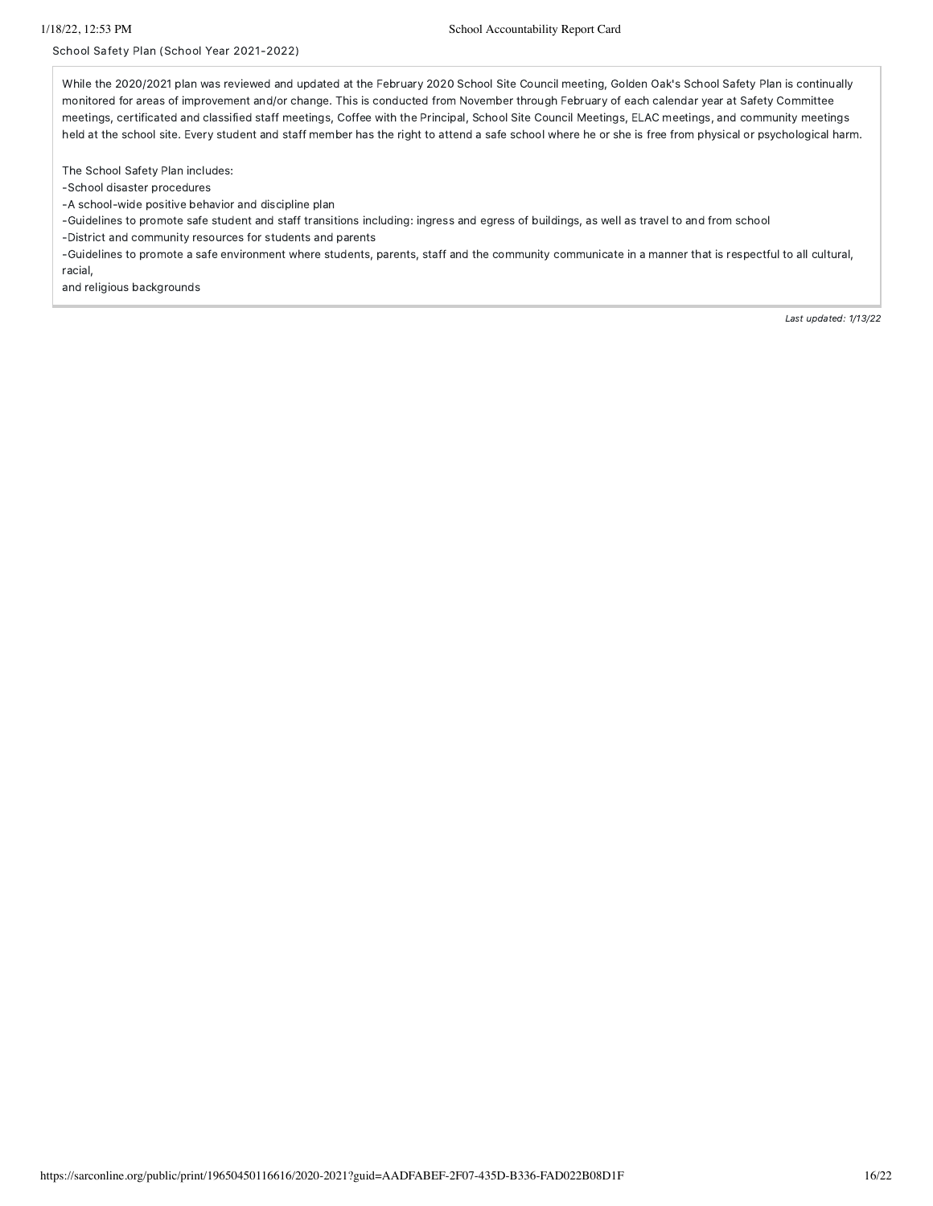## School Safety Plan (School Year 2021-2022)

While the 2020/2021 plan was reviewed and updated at the February 2020 School Site Council meeting, Golden Oak's School Safety Plan is continually monitored for areas of improvement and/or change. This is conducted from November through February of each calendar year at Safety Committee meetings, certificated and classified staff meetings, Coffee with the Principal, School Site Council Meetings, ELAC meetings, and community meetings held at the school site. Every student and staff member has the right to attend a safe school where he or she is free from physical or psychological harm.

The School Safety Plan includes:
- School disaster procedures
- A school-wide positive behavior and discipline plan
- Guidelines to promote safe student and staff transitions including: ingress and egress of buildings, as well as travel to and from school
- District and community resources for students and parents
- Guidelines to promote a safe environment where students, parents, staff and the community communicate in a manner that is respectful to all cultural, racial, and religious backgrounds

*Last updated: 1/13/22*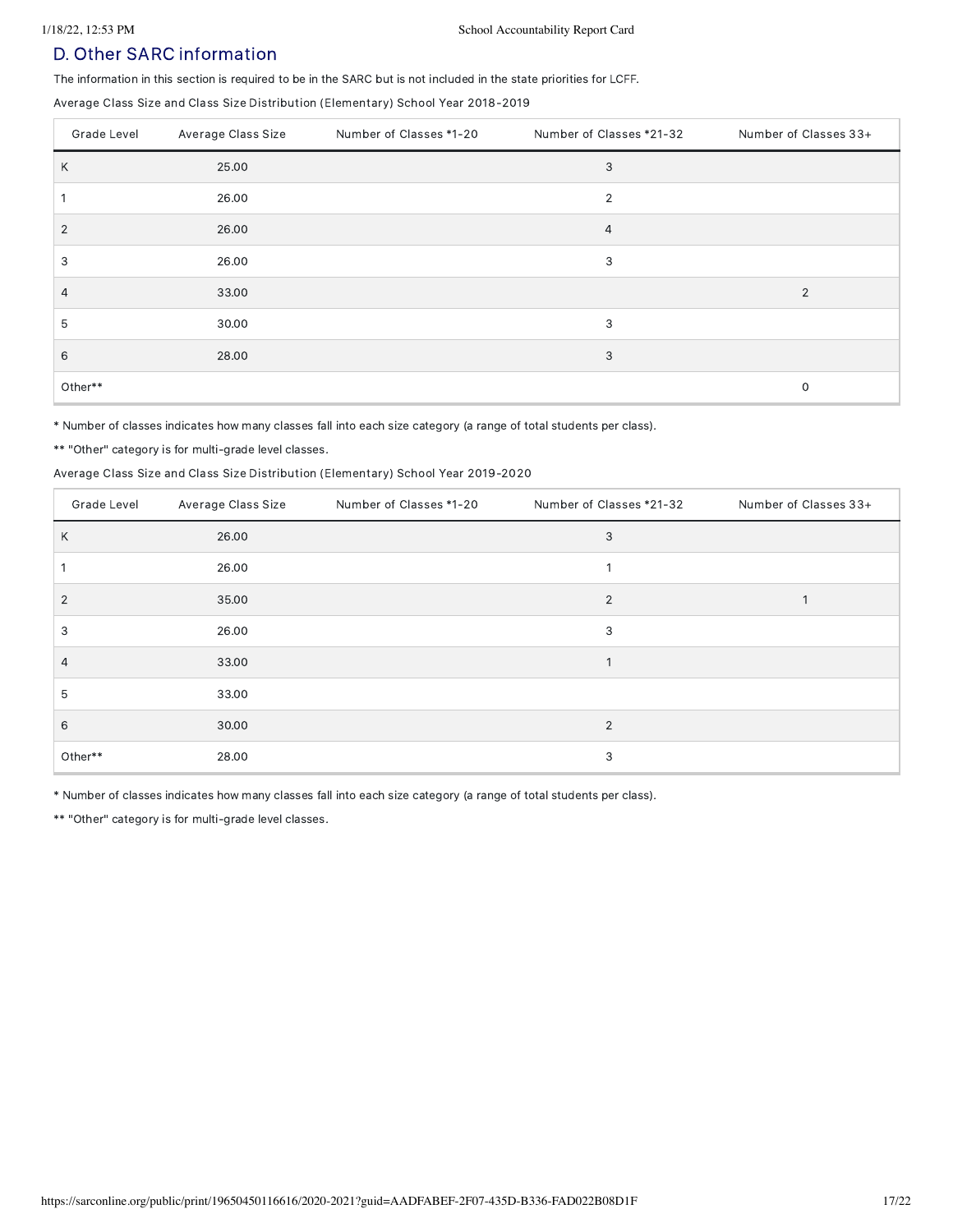## D. Other SARC information

The information in this section is required to be in the SARC but is not included in the state priorities for LCFF.

Average Class Size and Class Size Distribution (Elementary) School Year 2018-2019

| Grade Level | Average Class Size | Number of Classes *1-20 | Number of Classes *21-32 | Number of Classes 33+ |
|---|---|---|---|---|
| K | 25.00 | | 3 | |
| 1 | 26.00 | | 2 | |
| 2 | 26.00 | | 4 | |
| 3 | 26.00 | | 3 | |
| 4 | 33.00 | | | 2 |
| 5 | 30.00 | | 3 | |
| 6 | 28.00 | | 3 | |
| Other** | | | | 0 |

* Number of classes indicates how many classes fall into each size category (a range of total students per class).

** "Other" category is for multi-grade level classes.

Average Class Size and Class Size Distribution (Elementary) School Year 2019-2020

| Grade Level | Average Class Size | Number of Classes *1-20 | Number of Classes *21-32 | Number of Classes 33+ |
|---|---|---|---|---|
| K | 26.00 | | 3 | |
| 1 | 26.00 | | 1 | |
| 2 | 35.00 | | 2 | 1 |
| 3 | 26.00 | | 3 | |
| 4 | 33.00 | | 1 | |
| 5 | 33.00 | | | |
| 6 | 30.00 | | 2 | |
| Other** | 28.00 | | 3 | |

* Number of classes indicates how many classes fall into each size category (a range of total students per class).

** "Other" category is for multi-grade level classes.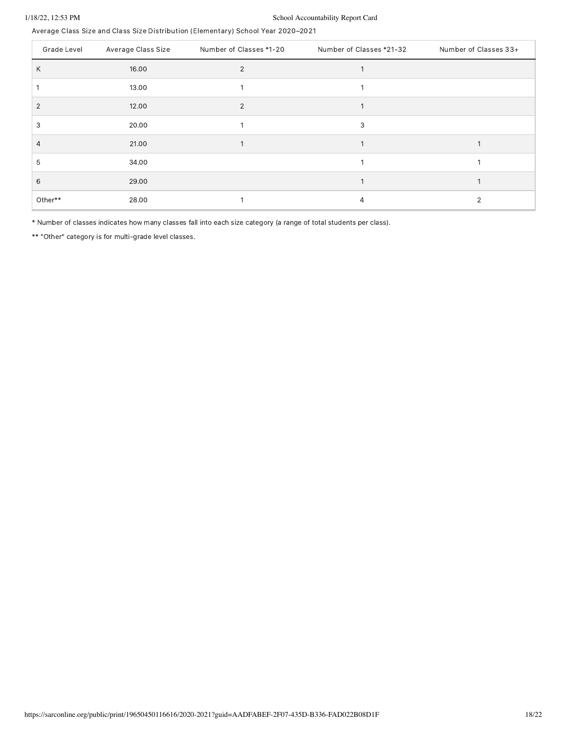Average Class Size and Class Size Distribution (Elementary) School Year 2020–2021

| Grade Level | Average Class Size | Number of Classes *1-20 | Number of Classes *21-32 | Number of Classes 33+ |
|---|---|---|---|---|
| K | 16.00 | 2 | 1 | |
| 1 | 13.00 | 1 | 1 | |
| 2 | 12.00 | 2 | 1 | |
| 3 | 20.00 | 1 | 3 | |
| 4 | 21.00 | 1 | 1 | 1 |
| 5 | 34.00 | | 1 | 1 |
| 6 | 29.00 | | 1 | 1 |
| Other** | 28.00 | 1 | 4 | 2 |

* Number of classes indicates how many classes fall into each size category (a range of total students per class).

** "Other" category is for multi-grade level classes.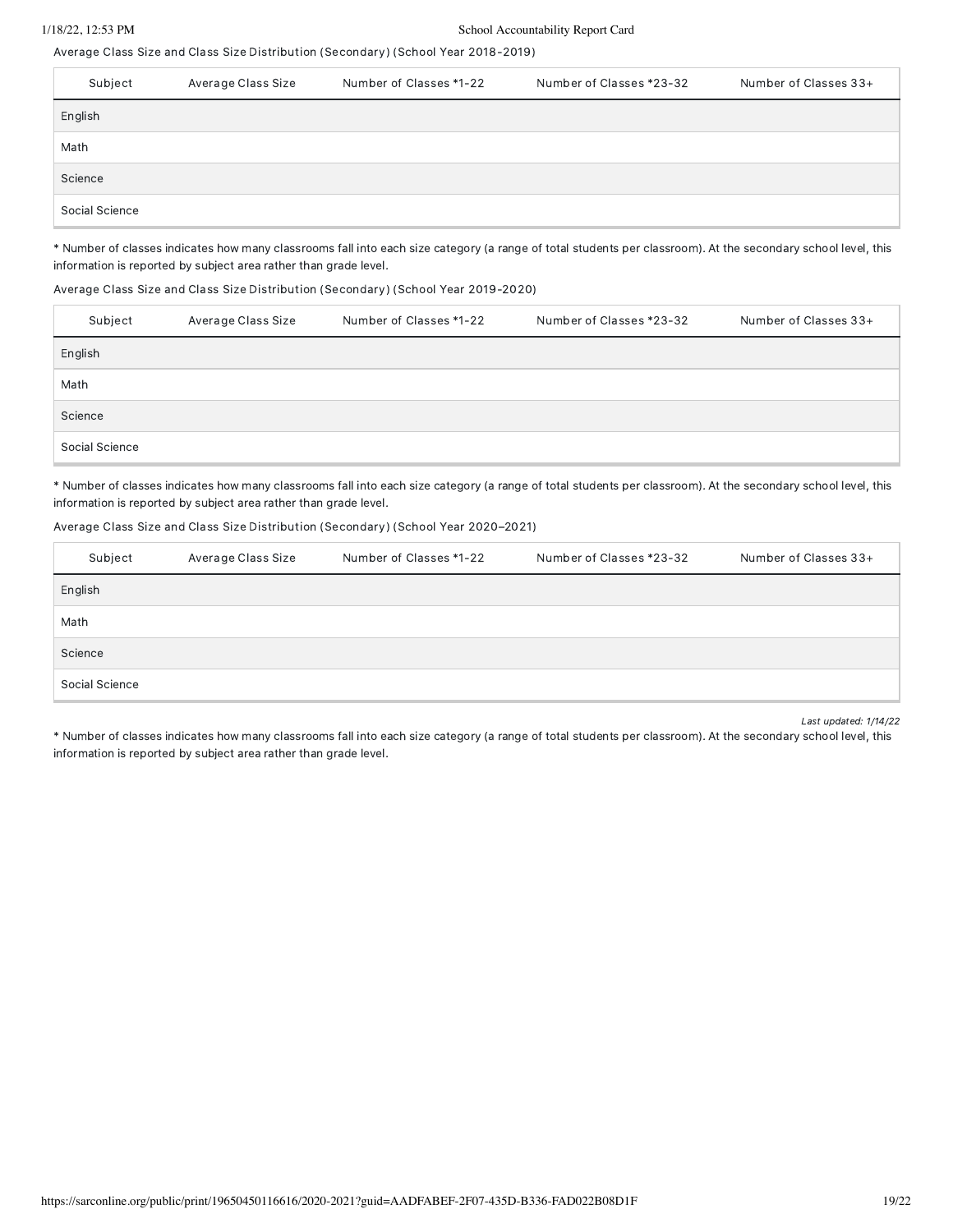Average Class Size and Class Size Distribution (Secondary) (School Year 2018-2019)

| Subject | Average Class Size | Number of Classes *1-22 | Number of Classes *23-32 | Number of Classes 33+ |
| --- | --- | --- | --- | --- |
| English | | | | |
| Math | | | | |
| Science | | | | |
| Social Science | | | | |

* Number of classes indicates how many classrooms fall into each size category (a range of total students per classroom). At the secondary school level, this information is reported by subject area rather than grade level.

Average Class Size and Class Size Distribution (Secondary) (School Year 2019-2020)

| Subject | Average Class Size | Number of Classes *1-22 | Number of Classes *23-32 | Number of Classes 33+ |
| --- | --- | --- | --- | --- |
| English | | | | |
| Math | | | | |
| Science | | | | |
| Social Science | | | | |

* Number of classes indicates how many classrooms fall into each size category (a range of total students per classroom). At the secondary school level, this information is reported by subject area rather than grade level.

Average Class Size and Class Size Distribution (Secondary) (School Year 2020–2021)

| Subject | Average Class Size | Number of Classes *1-22 | Number of Classes *23-32 | Number of Classes 33+ |
| --- | --- | --- | --- | --- |
| English | | | | |
| Math | | | | |
| Science | | | | |
| Social Science | | | | |

*Last updated: 1/14/22*

* Number of classes indicates how many classrooms fall into each size category (a range of total students per classroom). At the secondary school level, this information is reported by subject area rather than grade level.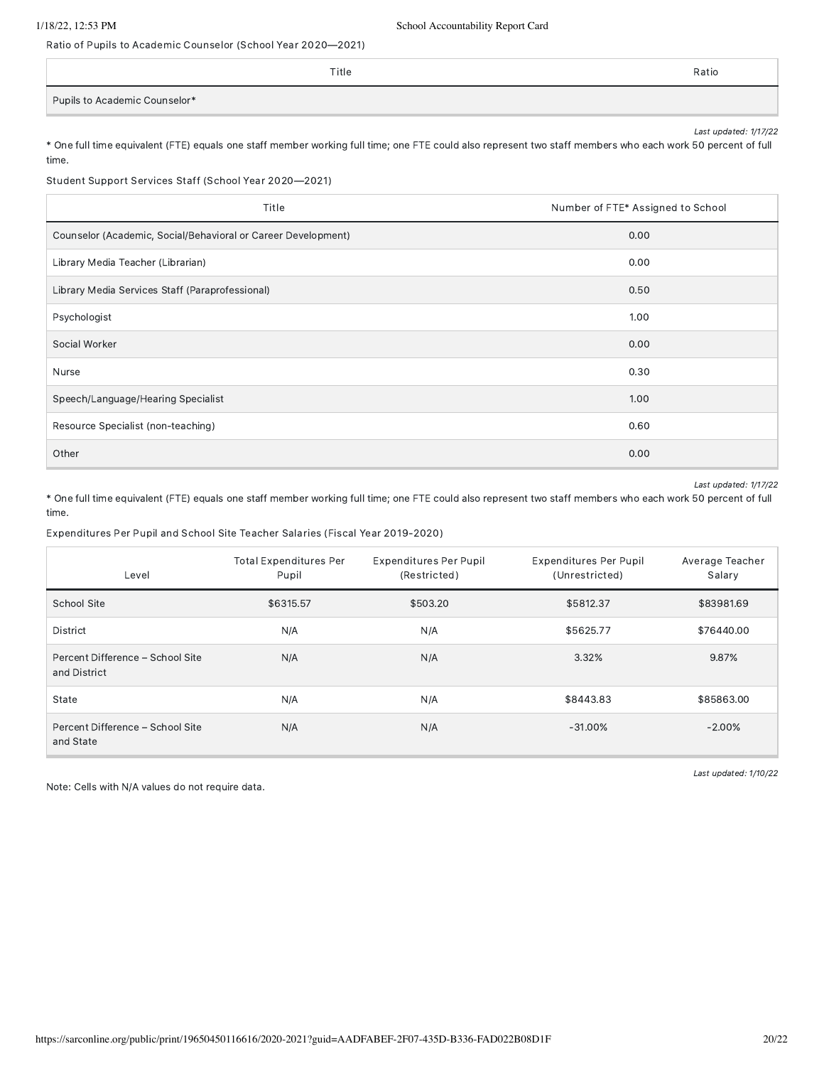Ratio of Pupils to Academic Counselor (School Year 2020—2021)

| Title | Ratio |
|---|---|
| Pupils to Academic Counselor* | |

*Last updated: 1/17/22*

* One full time equivalent (FTE) equals one staff member working full time; one FTE could also represent two staff members who each work 50 percent of full time.

Student Support Services Staff (School Year 2020—2021)

| Title | Number of FTE* Assigned to School |
|---|---|
| Counselor (Academic, Social/Behavioral or Career Development) | 0.00 |
| Library Media Teacher (Librarian) | 0.00 |
| Library Media Services Staff (Paraprofessional) | 0.50 |
| Psychologist | 1.00 |
| Social Worker | 0.00 |
| Nurse | 0.30 |
| Speech/Language/Hearing Specialist | 1.00 |
| Resource Specialist (non-teaching) | 0.60 |
| Other | 0.00 |

*Last updated: 1/17/22*

* One full time equivalent (FTE) equals one staff member working full time; one FTE could also represent two staff members who each work 50 percent of full time.

Expenditures Per Pupil and School Site Teacher Salaries (Fiscal Year 2019-2020)

| Level | Total Expenditures Per Pupil | Expenditures Per Pupil (Restricted) | Expenditures Per Pupil (Unrestricted) | Average Teacher Salary |
|---|---|---|---|---|
| School Site | $6315.57 | $503.20 | $5812.37 | $83981.69 |
| District | N/A | N/A | $5625.77 | $76440.00 |
| Percent Difference – School Site and District | N/A | N/A | 3.32% | 9.87% |
| State | N/A | N/A | $8443.83 | $85863.00 |
| Percent Difference – School Site and State | N/A | N/A | -31.00% | -2.00% |

*Last updated: 1/10/22*

Note: Cells with N/A values do not require data.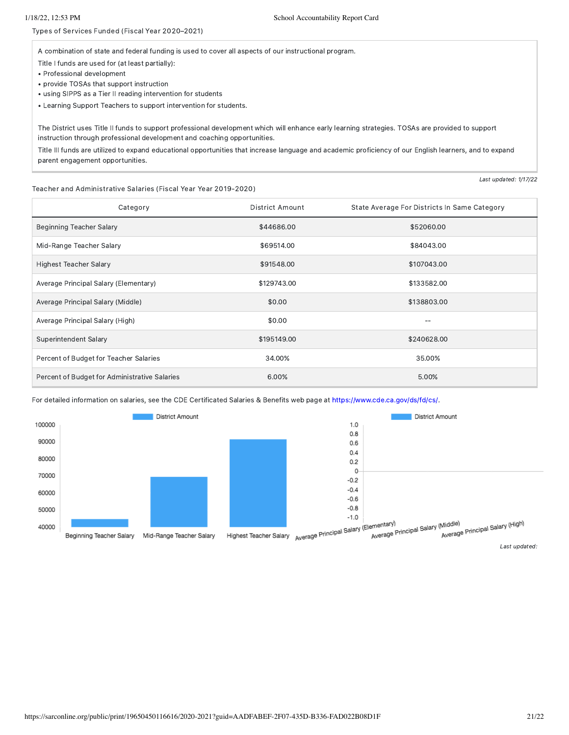Types of Services Funded (Fiscal Year 2020–2021)

A combination of state and federal funding is used to cover all aspects of our instructional program.

Title I funds are used for (at least partially):

- Professional development
- provide TOSAs that support instruction
- using SIPPS as a Tier II reading intervention for students
- Learning Support Teachers to support intervention for students.

The District uses Title II funds to support professional development which will enhance early learning strategies. TOSAs are provided to support instruction through professional development and coaching opportunities.

Title III funds are utilized to expand educational opportunities that increase language and academic proficiency of our English learners, and to expand parent engagement opportunities.

*Last updated: 1/17/22*

Teacher and Administrative Salaries (Fiscal Year Year 2019-2020)

| Category | District Amount | State Average For Districts In Same Category |
|---|---|---|
| Beginning Teacher Salary | $44686.00 | $52060.00 |
| Mid-Range Teacher Salary | $69514.00 | $84043.00 |
| Highest Teacher Salary | $91548.00 | $107043.00 |
| Average Principal Salary (Elementary) | $129743.00 | $133582.00 |
| Average Principal Salary (Middle) | $0.00 | $138803.00 |
| Average Principal Salary (High) | $0.00 | -- |
| Superintendent Salary | $195149.00 | $240628.00 |
| Percent of Budget for Teacher Salaries | 34.00% | 35.00% |
| Percent of Budget for Administrative Salaries | 6.00% | 5.00% |

For detailed information on salaries, see the CDE Certificated Salaries & Benefits web page at https://www.cde.ca.gov/ds/fd/cs/.

*Last updated:*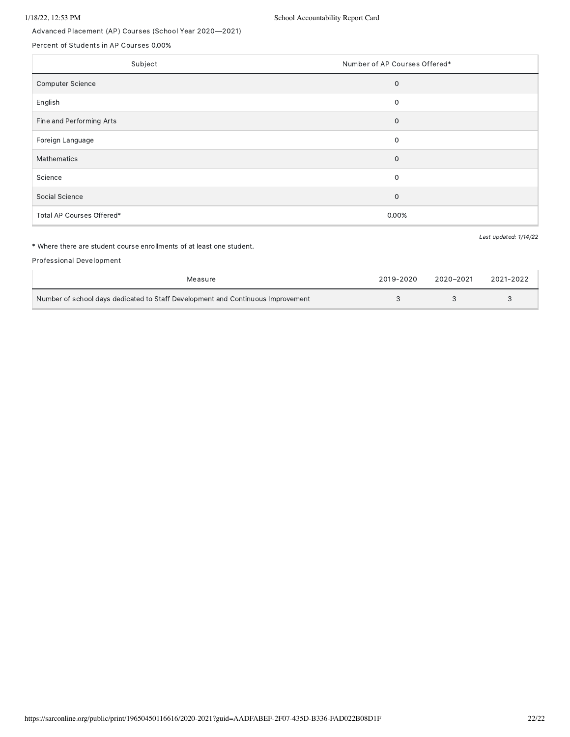Advanced Placement (AP) Courses (School Year 2020—2021)

Percent of Students in AP Courses 0.00%

| Subject | Number of AP Courses Offered* |
|---|---|
| Computer Science | 0 |
| English | 0 |
| Fine and Performing Arts | 0 |
| Foreign Language | 0 |
| Mathematics | 0 |
| Science | 0 |
| Social Science | 0 |
| Total AP Courses Offered* | 0.00% |

*Last updated: 1/14/22*

* Where there are student course enrollments of at least one student.

Professional Development

| Measure | 2019-2020 | 2020–2021 | 2021-2022 |
|---|---|---|---|
| Number of school days dedicated to Staff Development and Continuous Improvement | 3 | 3 | 3 |